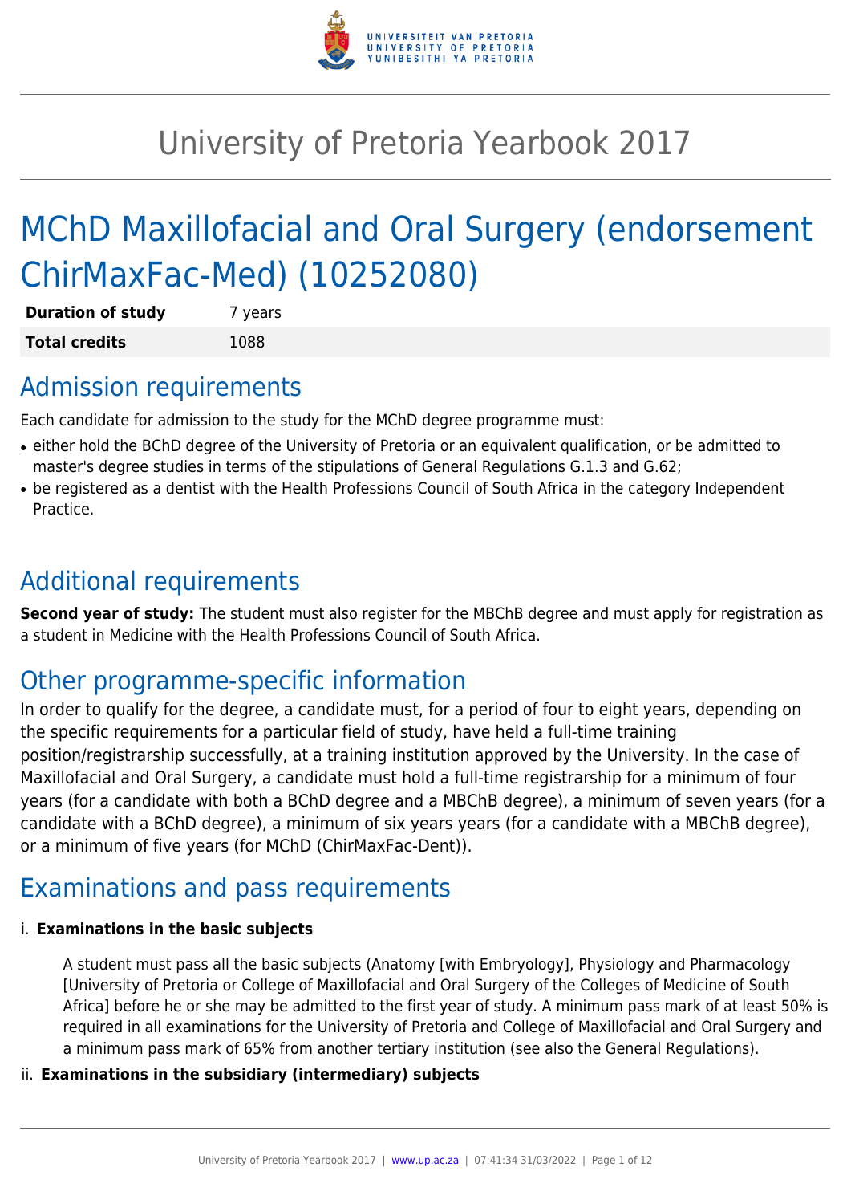# University of Pretoria Yearbook 2017

## MChD Maxillofacial and Oral Surgery (endorsement ChirMaxFac-Med) (10252080)

| | |
|---|---|
| **Duration of study** | 7 years |
| **Total credits** | 1088 |

## Admission requirements

Each candidate for admission to the study for the MChD degree programme must:

- either hold the BChD degree of the University of Pretoria or an equivalent qualification, or be admitted to master's degree studies in terms of the stipulations of General Regulations G.1.3 and G.62;
- be registered as a dentist with the Health Professions Council of South Africa in the category Independent Practice.

## Additional requirements

**Second year of study:** The student must also register for the MBChB degree and must apply for registration as a student in Medicine with the Health Professions Council of South Africa.

## Other programme-specific information

In order to qualify for the degree, a candidate must, for a period of four to eight years, depending on the specific requirements for a particular field of study, have held a full-time training position/registrarship successfully, at a training institution approved by the University. In the case of Maxillofacial and Oral Surgery, a candidate must hold a full-time registrarship for a minimum of four years (for a candidate with both a BChD degree and a MBChB degree), a minimum of seven years (for a candidate with a BChD degree), a minimum of six years years (for a candidate with a MBChB degree), or a minimum of five years (for MChD (ChirMaxFac-Dent)).

## Examinations and pass requirements

i. **Examinations in the basic subjects**

A student must pass all the basic subjects (Anatomy [with Embryology], Physiology and Pharmacology [University of Pretoria or College of Maxillofacial and Oral Surgery of the Colleges of Medicine of South Africa] before he or she may be admitted to the first year of study. A minimum pass mark of at least 50% is required in all examinations for the University of Pretoria and College of Maxillofacial and Oral Surgery and a minimum pass mark of 65% from another tertiary institution (see also the General Regulations).

ii. **Examinations in the subsidiary (intermediary) subjects**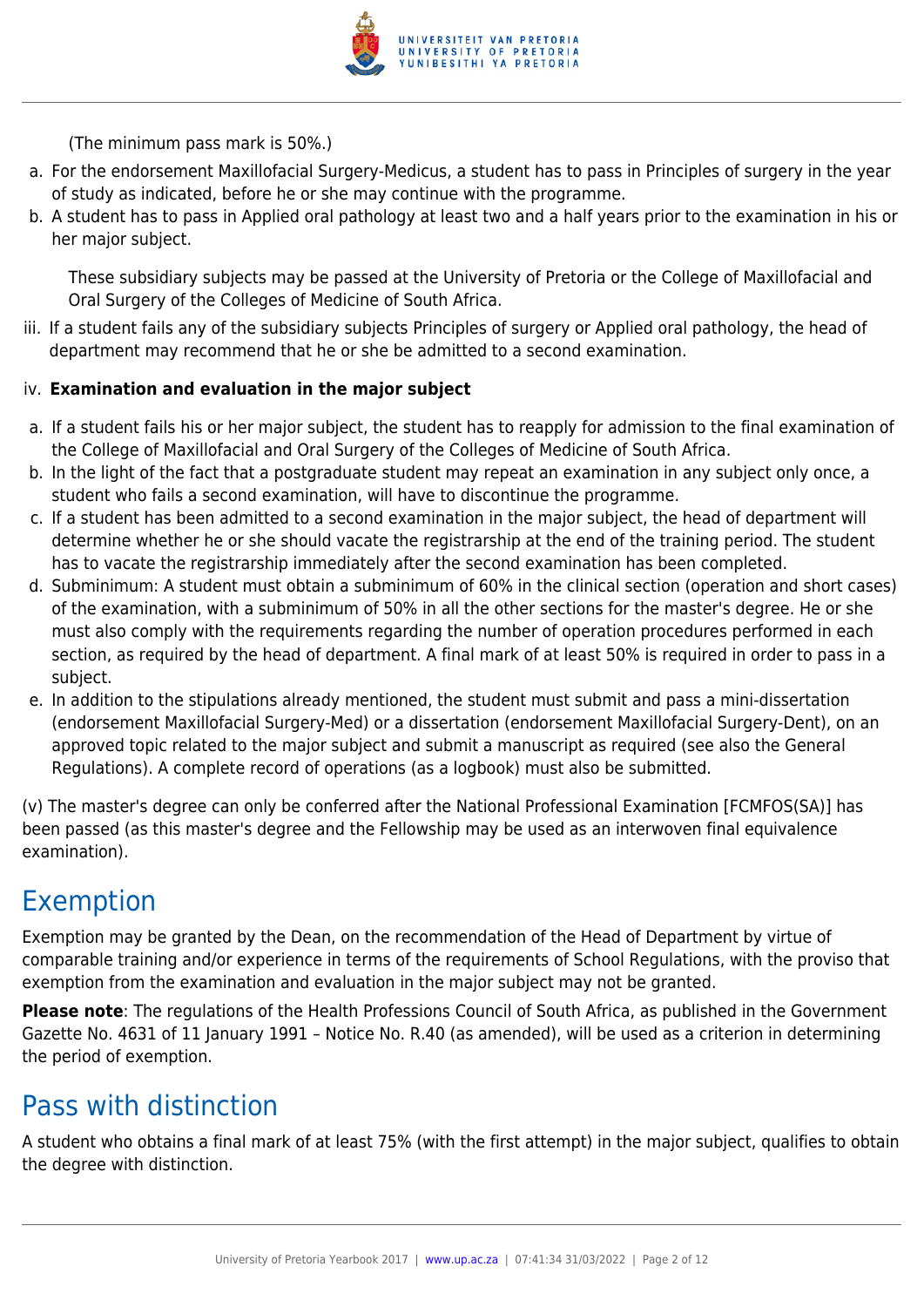(The minimum pass mark is 50%.)

a. For the endorsement Maxillofacial Surgery-Medicus, a student has to pass in Principles of surgery in the year of study as indicated, before he or she may continue with the programme.
b. A student has to pass in Applied oral pathology at least two and a half years prior to the examination in his or her major subject.

These subsidiary subjects may be passed at the University of Pretoria or the College of Maxillofacial and Oral Surgery of the Colleges of Medicine of South Africa.

iii. If a student fails any of the subsidiary subjects Principles of surgery or Applied oral pathology, the head of department may recommend that he or she be admitted to a second examination.

iv. **Examination and evaluation in the major subject**

a. If a student fails his or her major subject, the student has to reapply for admission to the final examination of the College of Maxillofacial and Oral Surgery of the Colleges of Medicine of South Africa.
b. In the light of the fact that a postgraduate student may repeat an examination in any subject only once, a student who fails a second examination, will have to discontinue the programme.
c. If a student has been admitted to a second examination in the major subject, the head of department will determine whether he or she should vacate the registrarship at the end of the training period. The student has to vacate the registrarship immediately after the second examination has been completed.
d. Subminimum: A student must obtain a subminimum of 60% in the clinical section (operation and short cases) of the examination, with a subminimum of 50% in all the other sections for the master's degree. He or she must also comply with the requirements regarding the number of operation procedures performed in each section, as required by the head of department. A final mark of at least 50% is required in order to pass in a subject.
e. In addition to the stipulations already mentioned, the student must submit and pass a mini-dissertation (endorsement Maxillofacial Surgery-Med) or a dissertation (endorsement Maxillofacial Surgery-Dent), on an approved topic related to the major subject and submit a manuscript as required (see also the General Regulations). A complete record of operations (as a logbook) must also be submitted.

(v) The master's degree can only be conferred after the National Professional Examination [FCMFOS(SA)] has been passed (as this master's degree and the Fellowship may be used as an interwoven final equivalence examination).

## Exemption

Exemption may be granted by the Dean, on the recommendation of the Head of Department by virtue of comparable training and/or experience in terms of the requirements of School Regulations, with the proviso that exemption from the examination and evaluation in the major subject may not be granted.

**Please note**: The regulations of the Health Professions Council of South Africa, as published in the Government Gazette No. 4631 of 11 January 1991 – Notice No. R.40 (as amended), will be used as a criterion in determining the period of exemption.

## Pass with distinction

A student who obtains a final mark of at least 75% (with the first attempt) in the major subject, qualifies to obtain the degree with distinction.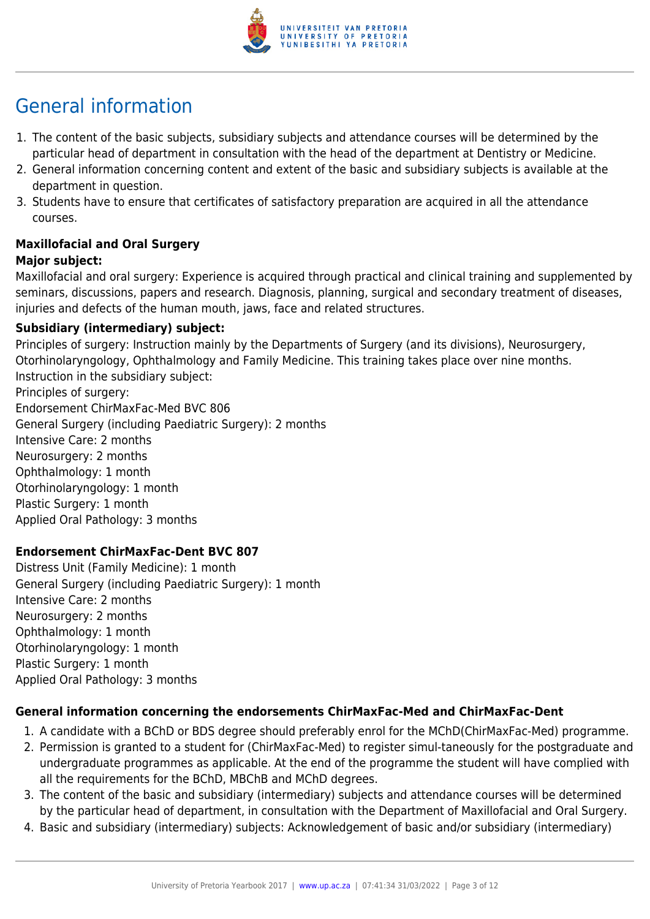# General information

1. The content of the basic subjects, subsidiary subjects and attendance courses will be determined by the particular head of department in consultation with the head of the department at Dentistry or Medicine.
2. General information concerning content and extent of the basic and subsidiary subjects is available at the department in question.
3. Students have to ensure that certificates of satisfactory preparation are acquired in all the attendance courses.

**Maxillofacial and Oral Surgery**

**Major subject:**

Maxillofacial and oral surgery: Experience is acquired through practical and clinical training and supplemented by seminars, discussions, papers and research. Diagnosis, planning, surgical and secondary treatment of diseases, injuries and defects of the human mouth, jaws, face and related structures.

**Subsidiary (intermediary) subject:**

Principles of surgery: Instruction mainly by the Departments of Surgery (and its divisions), Neurosurgery, Otorhinolaryngology, Ophthalmology and Family Medicine. This training takes place over nine months.
Instruction in the subsidiary subject:
Principles of surgery:
Endorsement ChirMaxFac-Med BVC 806
General Surgery (including Paediatric Surgery): 2 months
Intensive Care: 2 months
Neurosurgery: 2 months
Ophthalmology: 1 month
Otorhinolaryngology: 1 month
Plastic Surgery: 1 month
Applied Oral Pathology: 3 months

**Endorsement ChirMaxFac-Dent BVC 807**

Distress Unit (Family Medicine): 1 month
General Surgery (including Paediatric Surgery): 1 month
Intensive Care: 2 months
Neurosurgery: 2 months
Ophthalmology: 1 month
Otorhinolaryngology: 1 month
Plastic Surgery: 1 month
Applied Oral Pathology: 3 months

**General information concerning the endorsements ChirMaxFac-Med and ChirMaxFac-Dent**

1. A candidate with a BChD or BDS degree should preferably enrol for the MChD(ChirMaxFac-Med) programme.
2. Permission is granted to a student for (ChirMaxFac-Med) to register simul-taneously for the postgraduate and undergraduate programmes as applicable. At the end of the programme the student will have complied with all the requirements for the BChD, MBChB and MChD degrees.
3. The content of the basic and subsidiary (intermediary) subjects and attendance courses will be determined by the particular head of department, in consultation with the Department of Maxillofacial and Oral Surgery.
4. Basic and subsidiary (intermediary) subjects: Acknowledgement of basic and/or subsidiary (intermediary)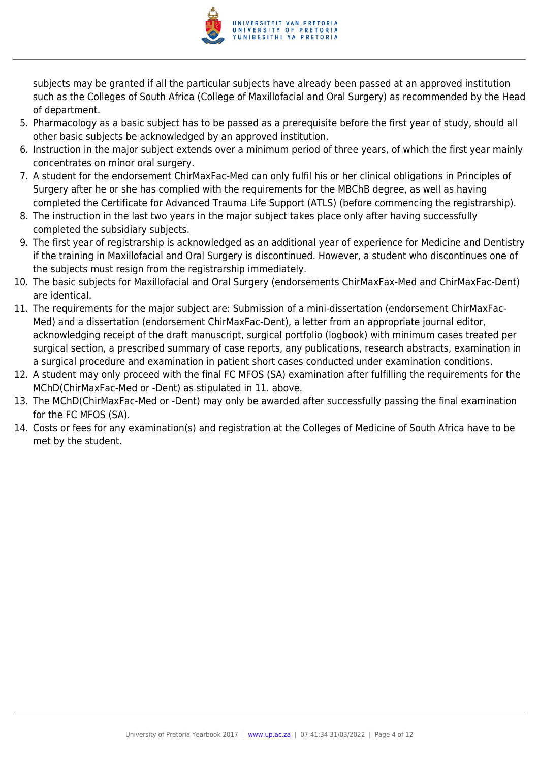subjects may be granted if all the particular subjects have already been passed at an approved institution such as the Colleges of South Africa (College of Maxillofacial and Oral Surgery) as recommended by the Head of department.

5. Pharmacology as a basic subject has to be passed as a prerequisite before the first year of study, should all other basic subjects be acknowledged by an approved institution.
6. Instruction in the major subject extends over a minimum period of three years, of which the first year mainly concentrates on minor oral surgery.
7. A student for the endorsement ChirMaxFac-Med can only fulfil his or her clinical obligations in Principles of Surgery after he or she has complied with the requirements for the MBChB degree, as well as having completed the Certificate for Advanced Trauma Life Support (ATLS) (before commencing the registrarship).
8. The instruction in the last two years in the major subject takes place only after having successfully completed the subsidiary subjects.
9. The first year of registrarship is acknowledged as an additional year of experience for Medicine and Dentistry if the training in Maxillofacial and Oral Surgery is discontinued. However, a student who discontinues one of the subjects must resign from the registrarship immediately.
10. The basic subjects for Maxillofacial and Oral Surgery (endorsements ChirMaxFax-Med and ChirMaxFac-Dent) are identical.
11. The requirements for the major subject are: Submission of a mini-dissertation (endorsement ChirMaxFac-Med) and a dissertation (endorsement ChirMaxFac-Dent), a letter from an appropriate journal editor, acknowledging receipt of the draft manuscript, surgical portfolio (logbook) with minimum cases treated per surgical section, a prescribed summary of case reports, any publications, research abstracts, examination in a surgical procedure and examination in patient short cases conducted under examination conditions.
12. A student may only proceed with the final FC MFOS (SA) examination after fulfilling the requirements for the MChD(ChirMaxFac-Med or -Dent) as stipulated in 11. above.
13. The MChD(ChirMaxFac-Med or -Dent) may only be awarded after successfully passing the final examination for the FC MFOS (SA).
14. Costs or fees for any examination(s) and registration at the Colleges of Medicine of South Africa have to be met by the student.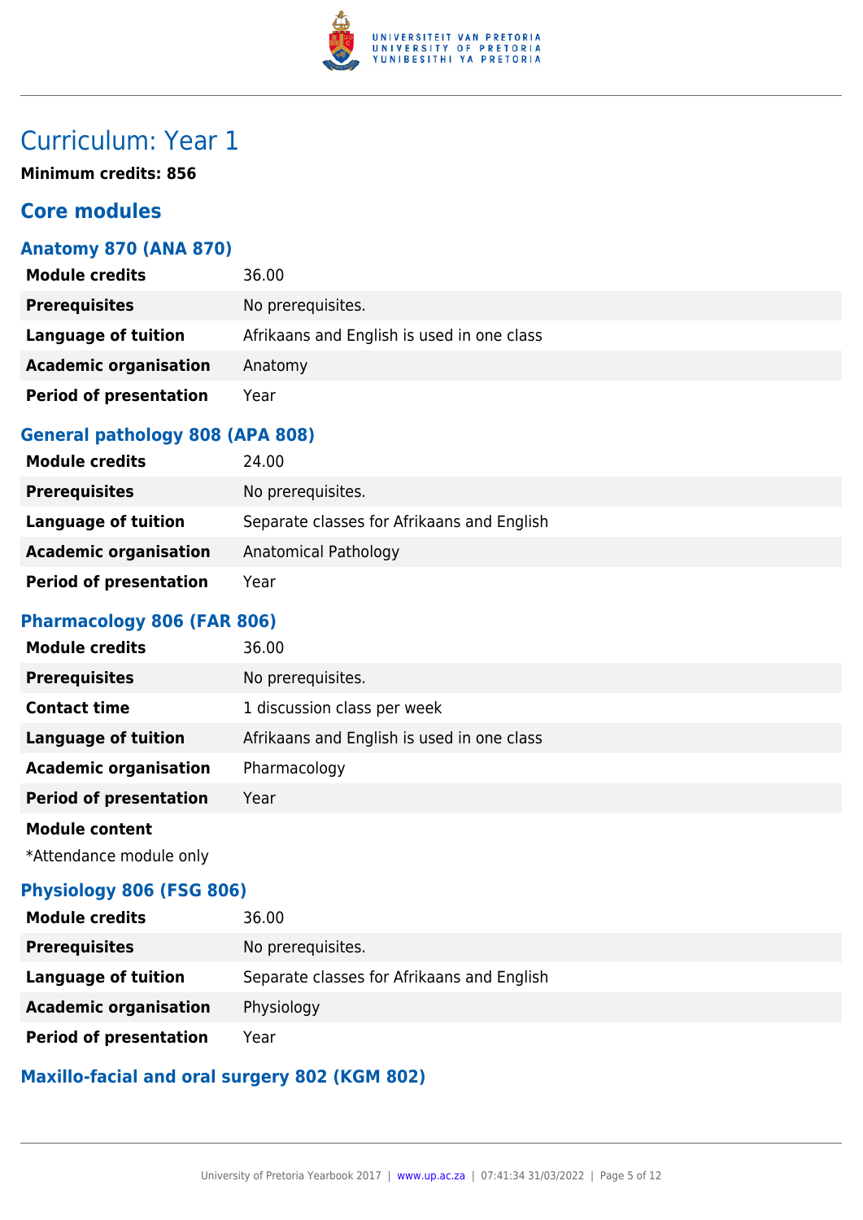# Curriculum: Year 1

**Minimum credits: 856**

## Core modules

### Anatomy 870 (ANA 870)

| | |
|---|---|
| **Module credits** | 36.00 |
| **Prerequisites** | No prerequisites. |
| **Language of tuition** | Afrikaans and English is used in one class |
| **Academic organisation** | Anatomy |
| **Period of presentation** | Year |

### General pathology 808 (APA 808)

| | |
|---|---|
| **Module credits** | 24.00 |
| **Prerequisites** | No prerequisites. |
| **Language of tuition** | Separate classes for Afrikaans and English |
| **Academic organisation** | Anatomical Pathology |
| **Period of presentation** | Year |

### Pharmacology 806 (FAR 806)

| | |
|---|---|
| **Module credits** | 36.00 |
| **Prerequisites** | No prerequisites. |
| **Contact time** | 1 discussion class per week |
| **Language of tuition** | Afrikaans and English is used in one class |
| **Academic organisation** | Pharmacology |
| **Period of presentation** | Year |

**Module content**

*Attendance module only

### Physiology 806 (FSG 806)

| | |
|---|---|
| **Module credits** | 36.00 |
| **Prerequisites** | No prerequisites. |
| **Language of tuition** | Separate classes for Afrikaans and English |
| **Academic organisation** | Physiology |
| **Period of presentation** | Year |

### Maxillo-facial and oral surgery 802 (KGM 802)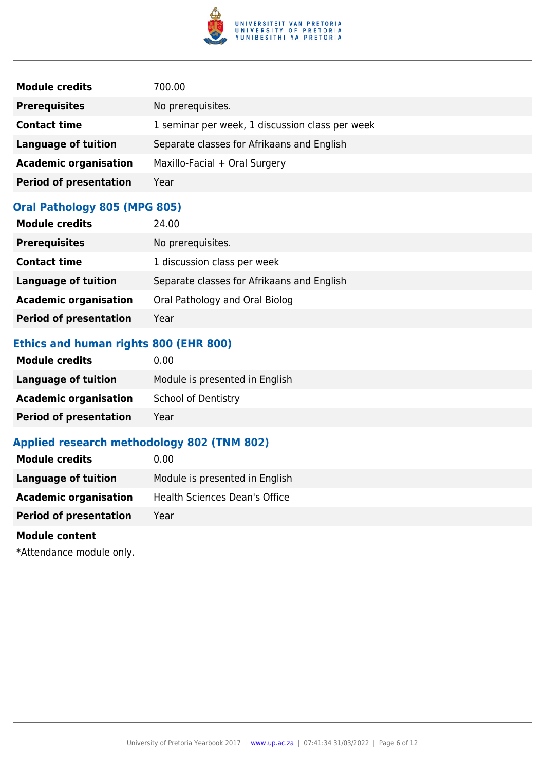| | |
|---|---|
| **Module credits** | 700.00 |
| **Prerequisites** | No prerequisites. |
| **Contact time** | 1 seminar per week, 1 discussion class per week |
| **Language of tuition** | Separate classes for Afrikaans and English |
| **Academic organisation** | Maxillo-Facial + Oral Surgery |
| **Period of presentation** | Year |

### Oral Pathology 805 (MPG 805)

| | |
|---|---|
| **Module credits** | 24.00 |
| **Prerequisites** | No prerequisites. |
| **Contact time** | 1 discussion class per week |
| **Language of tuition** | Separate classes for Afrikaans and English |
| **Academic organisation** | Oral Pathology and Oral Biolog |
| **Period of presentation** | Year |

### Ethics and human rights 800 (EHR 800)

| | |
|---|---|
| **Module credits** | 0.00 |
| **Language of tuition** | Module is presented in English |
| **Academic organisation** | School of Dentistry |
| **Period of presentation** | Year |

### Applied research methodology 802 (TNM 802)

| | |
|---|---|
| **Module credits** | 0.00 |
| **Language of tuition** | Module is presented in English |
| **Academic organisation** | Health Sciences Dean's Office |
| **Period of presentation** | Year |

**Module content**

*Attendance module only.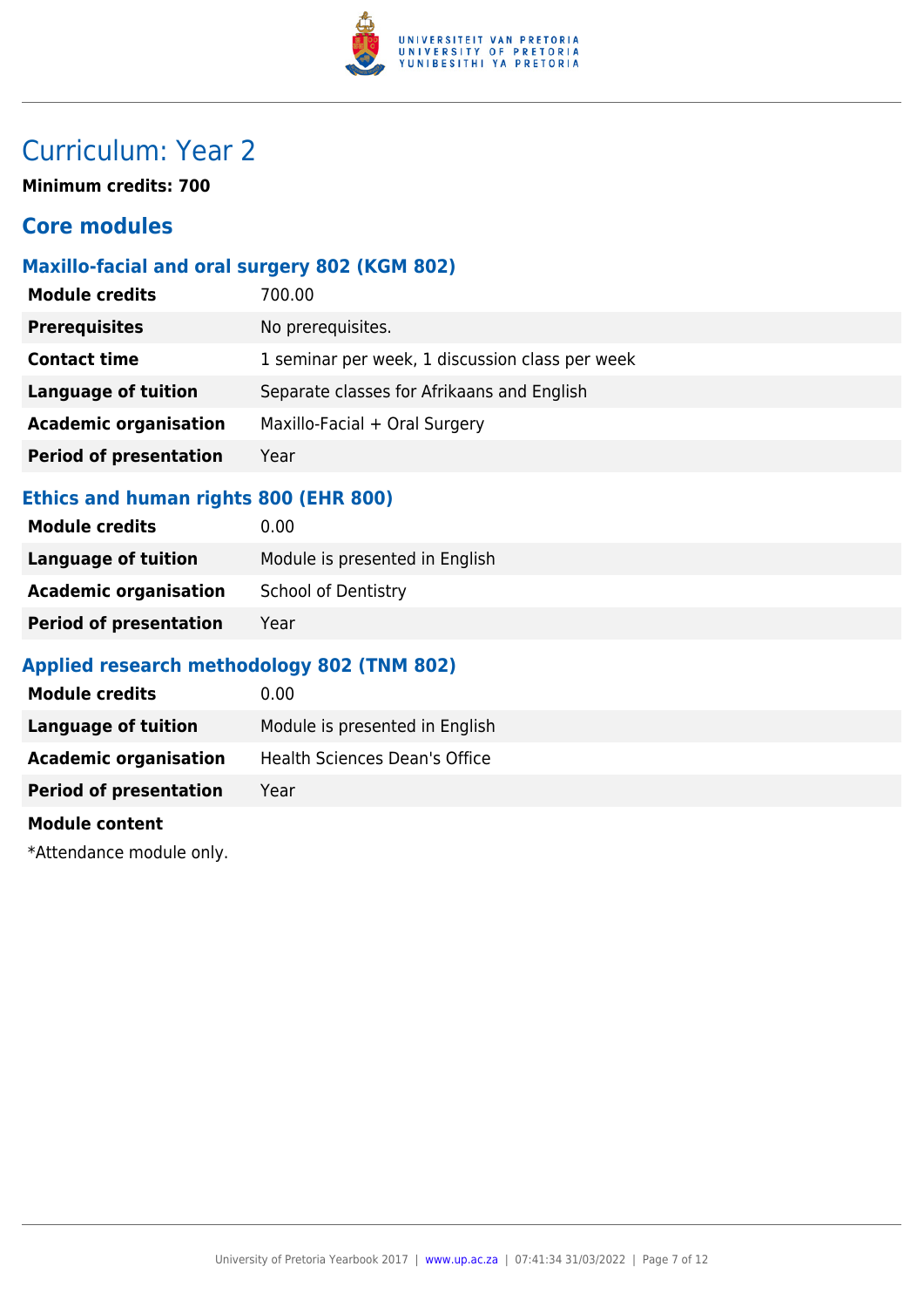# Curriculum: Year 2

**Minimum credits: 700**

## Core modules

### Maxillo-facial and oral surgery 802 (KGM 802)

| | |
|---|---|
| **Module credits** | 700.00 |
| **Prerequisites** | No prerequisites. |
| **Contact time** | 1 seminar per week, 1 discussion class per week |
| **Language of tuition** | Separate classes for Afrikaans and English |
| **Academic organisation** | Maxillo-Facial + Oral Surgery |
| **Period of presentation** | Year |

### Ethics and human rights 800 (EHR 800)

| | |
|---|---|
| **Module credits** | 0.00 |
| **Language of tuition** | Module is presented in English |
| **Academic organisation** | School of Dentistry |
| **Period of presentation** | Year |

### Applied research methodology 802 (TNM 802)

| | |
|---|---|
| **Module credits** | 0.00 |
| **Language of tuition** | Module is presented in English |
| **Academic organisation** | Health Sciences Dean's Office |
| **Period of presentation** | Year |

**Module content**

*Attendance module only.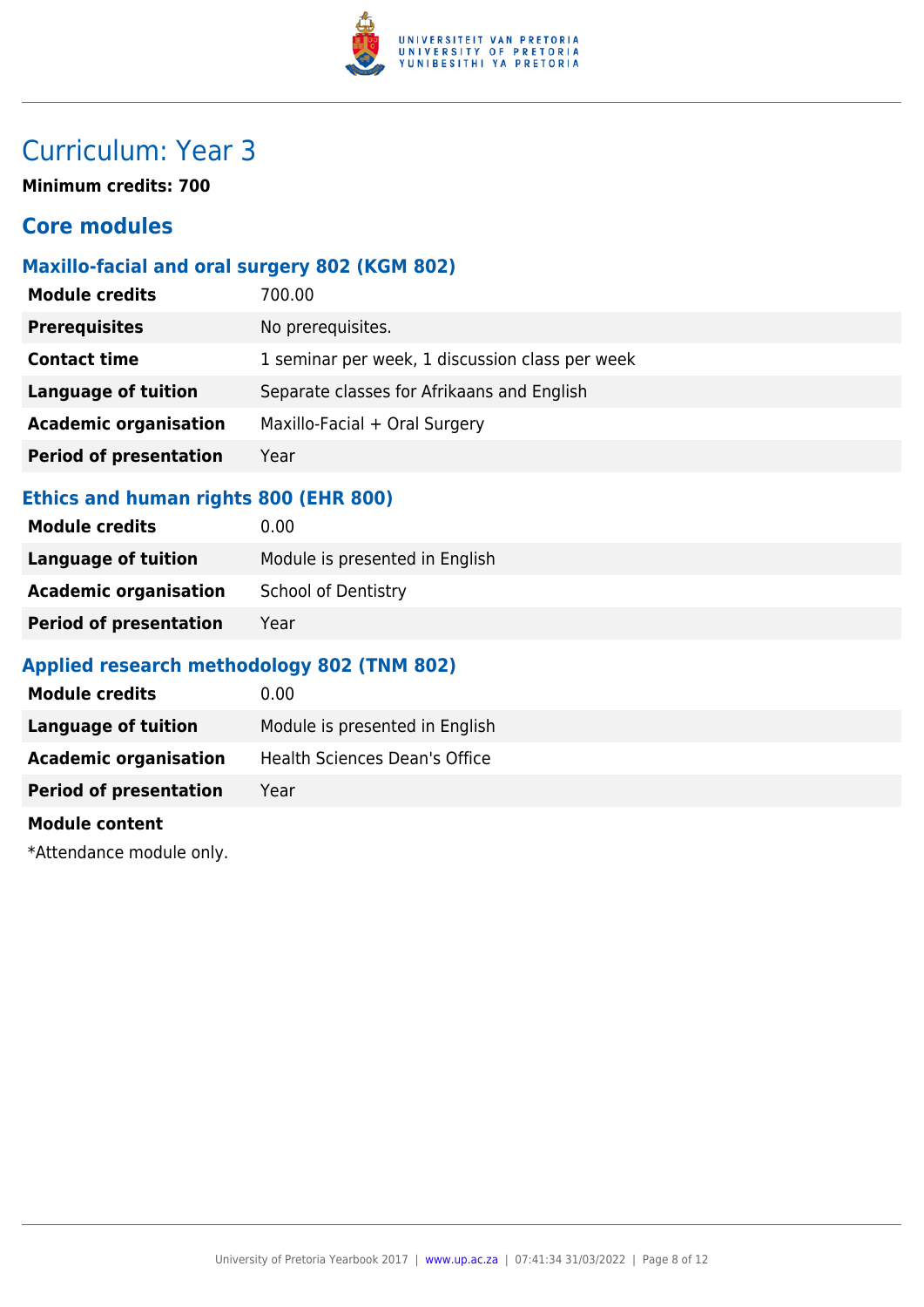# Curriculum: Year 3

**Minimum credits: 700**

## Core modules

### Maxillo-facial and oral surgery 802 (KGM 802)

| | |
|---|---|
| **Module credits** | 700.00 |
| **Prerequisites** | No prerequisites. |
| **Contact time** | 1 seminar per week, 1 discussion class per week |
| **Language of tuition** | Separate classes for Afrikaans and English |
| **Academic organisation** | Maxillo-Facial + Oral Surgery |
| **Period of presentation** | Year |

### Ethics and human rights 800 (EHR 800)

| | |
|---|---|
| **Module credits** | 0.00 |
| **Language of tuition** | Module is presented in English |
| **Academic organisation** | School of Dentistry |
| **Period of presentation** | Year |

### Applied research methodology 802 (TNM 802)

| | |
|---|---|
| **Module credits** | 0.00 |
| **Language of tuition** | Module is presented in English |
| **Academic organisation** | Health Sciences Dean's Office |
| **Period of presentation** | Year |

**Module content**

*Attendance module only.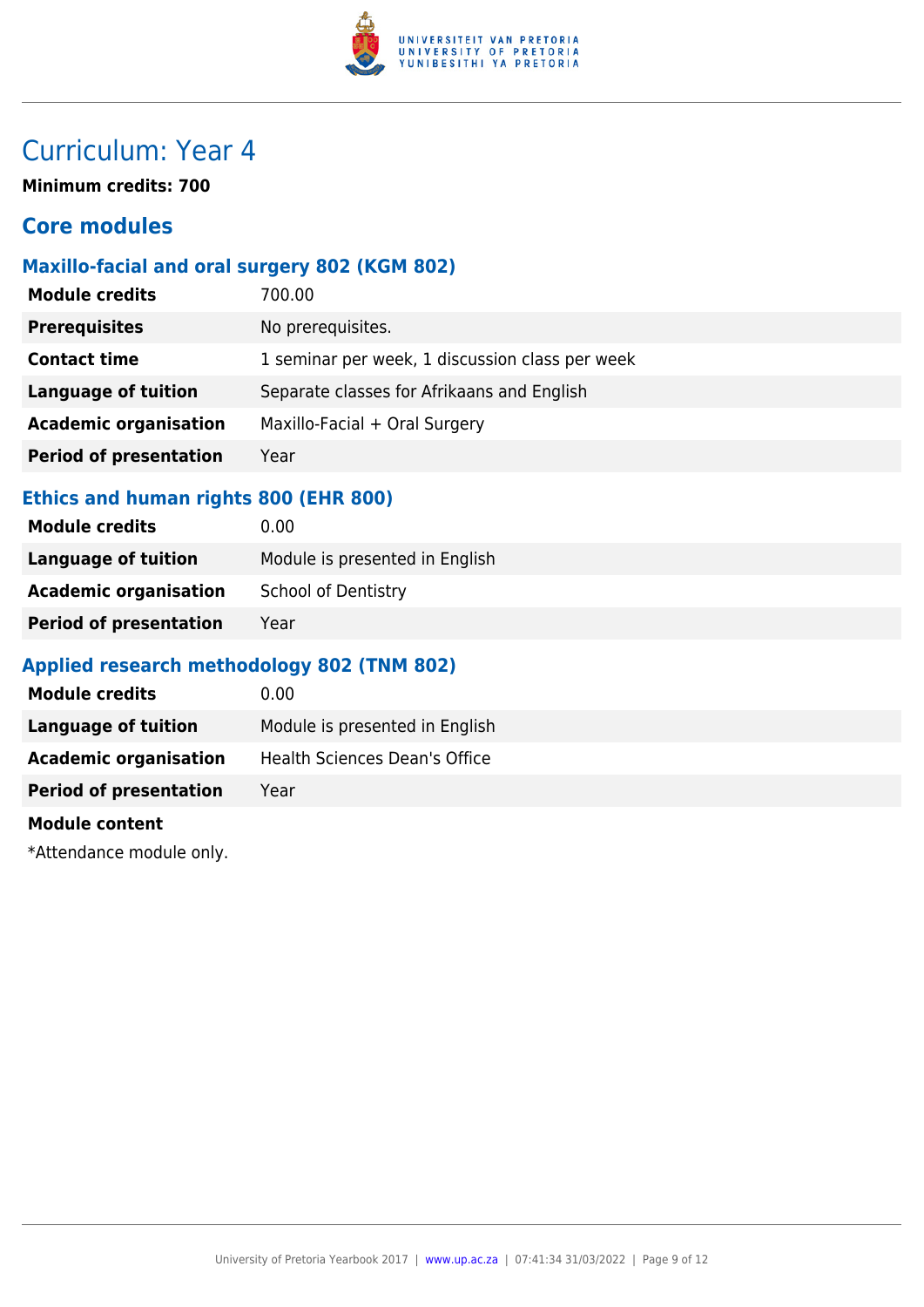# Curriculum: Year 4

**Minimum credits: 700**

## Core modules

### Maxillo-facial and oral surgery 802 (KGM 802)

| | |
|---|---|
| **Module credits** | 700.00 |
| **Prerequisites** | No prerequisites. |
| **Contact time** | 1 seminar per week, 1 discussion class per week |
| **Language of tuition** | Separate classes for Afrikaans and English |
| **Academic organisation** | Maxillo-Facial + Oral Surgery |
| **Period of presentation** | Year |

### Ethics and human rights 800 (EHR 800)

| | |
|---|---|
| **Module credits** | 0.00 |
| **Language of tuition** | Module is presented in English |
| **Academic organisation** | School of Dentistry |
| **Period of presentation** | Year |

### Applied research methodology 802 (TNM 802)

| | |
|---|---|
| **Module credits** | 0.00 |
| **Language of tuition** | Module is presented in English |
| **Academic organisation** | Health Sciences Dean's Office |
| **Period of presentation** | Year |

**Module content**

*Attendance module only.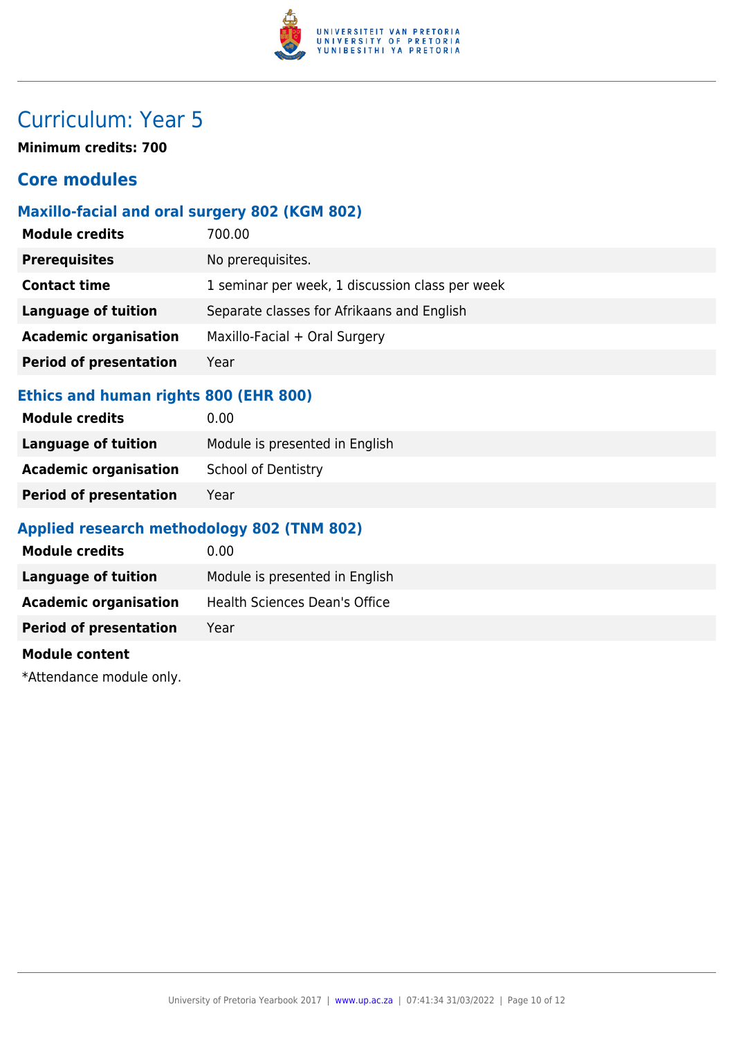# Curriculum: Year 5

**Minimum credits: 700**

## Core modules

### Maxillo-facial and oral surgery 802 (KGM 802)

| | |
|---|---|
| **Module credits** | 700.00 |
| **Prerequisites** | No prerequisites. |
| **Contact time** | 1 seminar per week, 1 discussion class per week |
| **Language of tuition** | Separate classes for Afrikaans and English |
| **Academic organisation** | Maxillo-Facial + Oral Surgery |
| **Period of presentation** | Year |

### Ethics and human rights 800 (EHR 800)

| | |
|---|---|
| **Module credits** | 0.00 |
| **Language of tuition** | Module is presented in English |
| **Academic organisation** | School of Dentistry |
| **Period of presentation** | Year |

### Applied research methodology 802 (TNM 802)

| | |
|---|---|
| **Module credits** | 0.00 |
| **Language of tuition** | Module is presented in English |
| **Academic organisation** | Health Sciences Dean's Office |
| **Period of presentation** | Year |

**Module content**

*Attendance module only.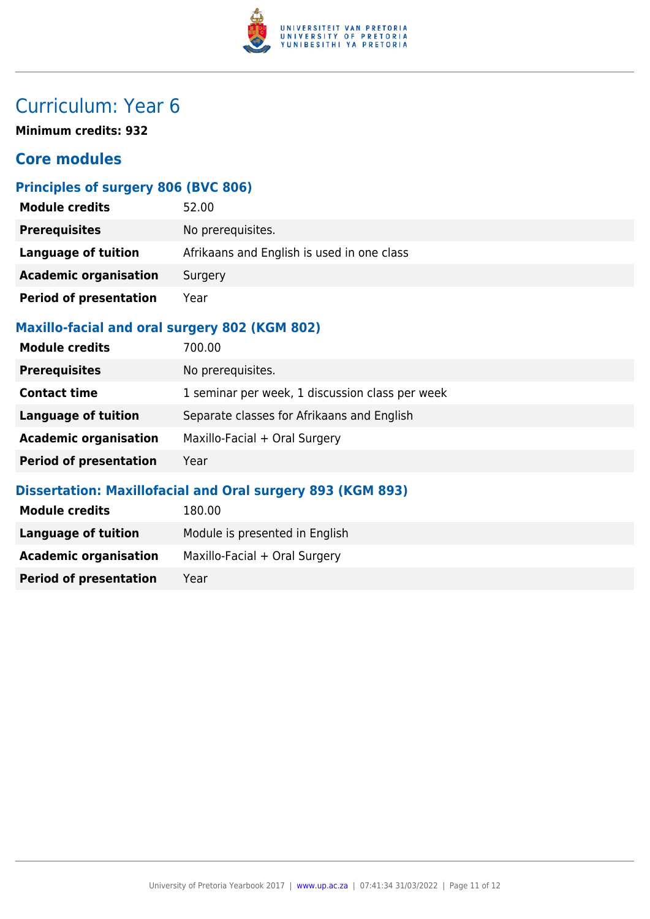# Curriculum: Year 6

**Minimum credits: 932**

## Core modules

### Principles of surgery 806 (BVC 806)

| | |
|---|---|
| **Module credits** | 52.00 |
| **Prerequisites** | No prerequisites. |
| **Language of tuition** | Afrikaans and English is used in one class |
| **Academic organisation** | Surgery |
| **Period of presentation** | Year |

### Maxillo-facial and oral surgery 802 (KGM 802)

| | |
|---|---|
| **Module credits** | 700.00 |
| **Prerequisites** | No prerequisites. |
| **Contact time** | 1 seminar per week, 1 discussion class per week |
| **Language of tuition** | Separate classes for Afrikaans and English |
| **Academic organisation** | Maxillo-Facial + Oral Surgery |
| **Period of presentation** | Year |

### Dissertation: Maxillofacial and Oral surgery 893 (KGM 893)

| | |
|---|---|
| **Module credits** | 180.00 |
| **Language of tuition** | Module is presented in English |
| **Academic organisation** | Maxillo-Facial + Oral Surgery |
| **Period of presentation** | Year |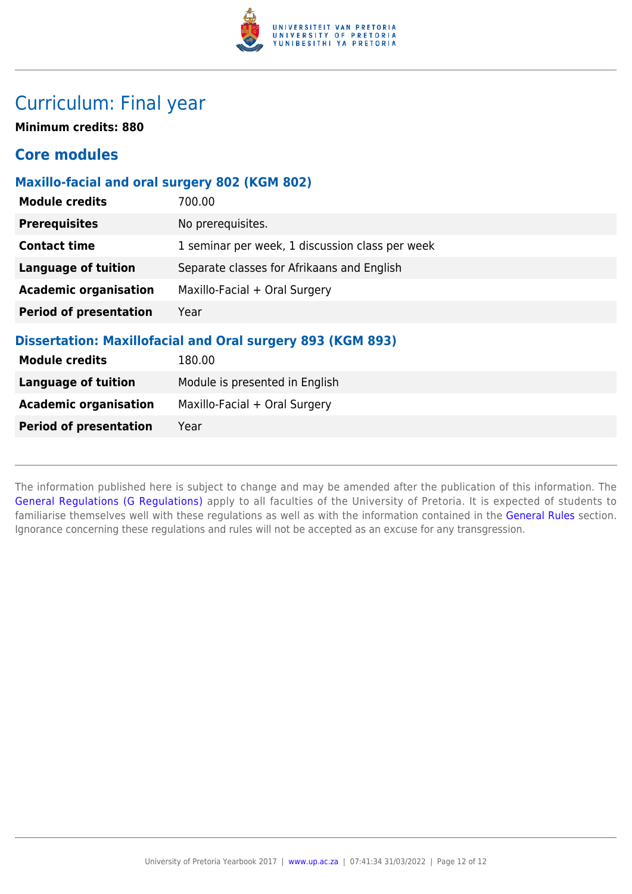# Curriculum: Final year

**Minimum credits: 880**

## Core modules

### Maxillo-facial and oral surgery 802 (KGM 802)

| | |
|---|---|
| **Module credits** | 700.00 |
| **Prerequisites** | No prerequisites. |
| **Contact time** | 1 seminar per week, 1 discussion class per week |
| **Language of tuition** | Separate classes for Afrikaans and English |
| **Academic organisation** | Maxillo-Facial + Oral Surgery |
| **Period of presentation** | Year |

### Dissertation: Maxillofacial and Oral surgery 893 (KGM 893)

| | |
|---|---|
| **Module credits** | 180.00 |
| **Language of tuition** | Module is presented in English |
| **Academic organisation** | Maxillo-Facial + Oral Surgery |
| **Period of presentation** | Year |

The information published here is subject to change and may be amended after the publication of this information. The General Regulations (G Regulations) apply to all faculties of the University of Pretoria. It is expected of students to familiarise themselves well with these regulations as well as with the information contained in the General Rules section. Ignorance concerning these regulations and rules will not be accepted as an excuse for any transgression.